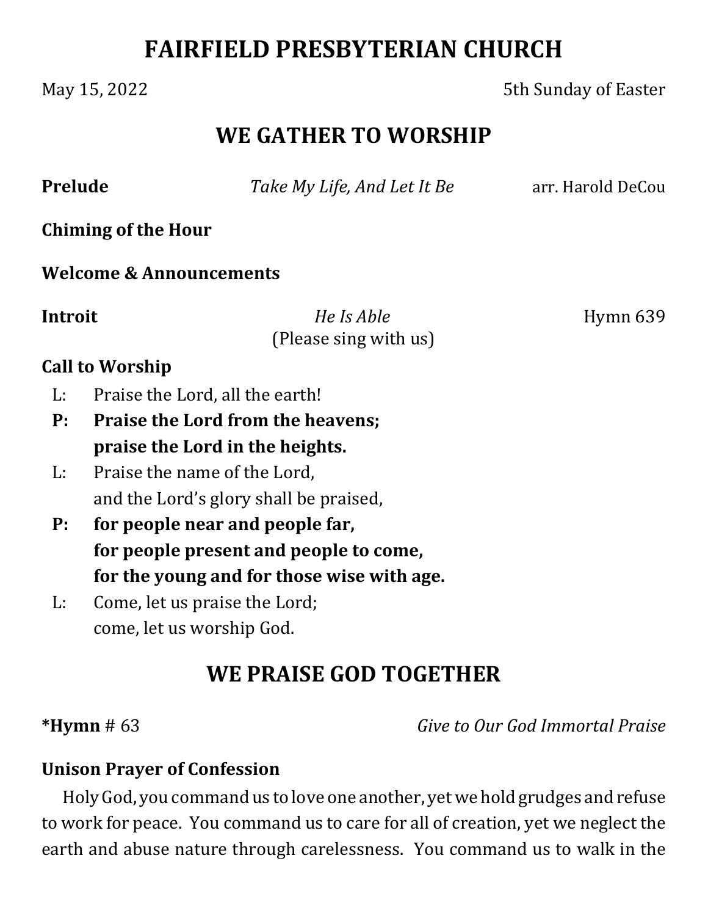# FAIRFIELD PRESBYTERIAN CHURCH

May 15, 2022 5th Sunday of Easter

## WE GATHER TO WORSHIP

**Prelude** *Take My Life, And Let It Be* arr. Harold DeCou

**Chiming of the Hour**

**Welcome & Announcements**

**Introit** *He Is Able* Hymn 639
(Please sing with us)

**Call to Worship**

L: Praise the Lord, all the earth!

**P: Praise the Lord from the heavens;
praise the Lord in the heights.**

L: Praise the name of the Lord,
and the Lord's glory shall be praised,

**P: for people near and people far,
for people present and people to come,
for the young and for those wise with age.**

L: Come, let us praise the Lord;
come, let us worship God.

## WE PRAISE GOD TOGETHER

***Hymn** # 63 *Give to Our God Immortal Praise*

**Unison Prayer of Confession**

Holy God, you command us to love one another, yet we hold grudges and refuse to work for peace. You command us to care for all of creation, yet we neglect the earth and abuse nature through carelessness. You command us to walk in the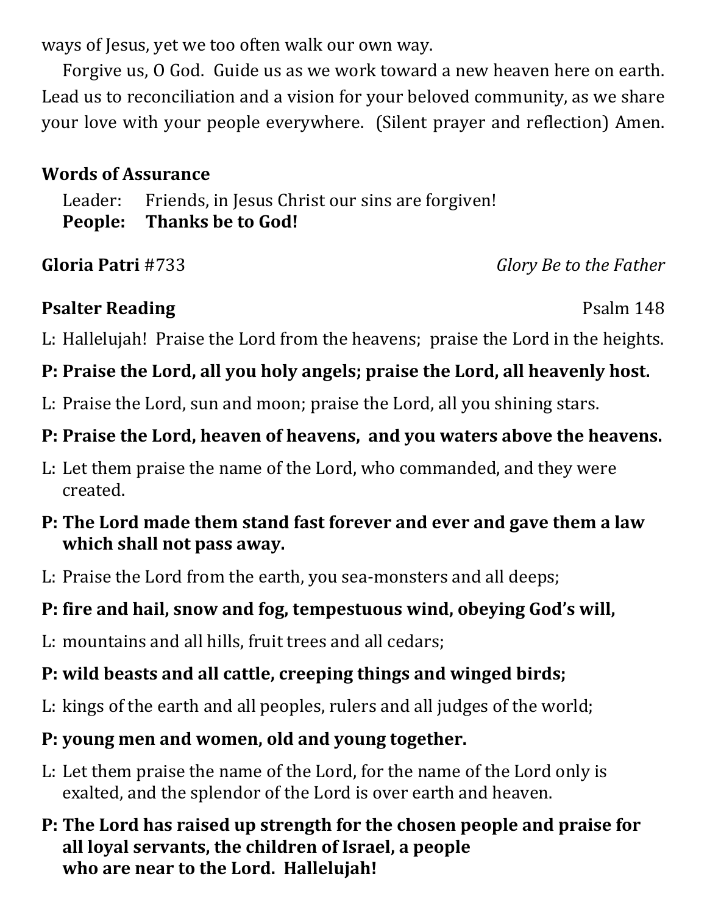ways of Jesus, yet we too often walk our own way.

Forgive us, O God. Guide us as we work toward a new heaven here on earth. Lead us to reconciliation and a vision for your beloved community, as we share your love with your people everywhere. (Silent prayer and reflection) Amen.

**Words of Assurance**

Leader: Friends, in Jesus Christ our sins are forgiven!
**People: Thanks be to God!**

**Gloria Patri** #733 *Glory Be to the Father*

**Psalter Reading** Psalm 148

L: Hallelujah! Praise the Lord from the heavens; praise the Lord in the heights.

**P: Praise the Lord, all you holy angels; praise the Lord, all heavenly host.**

L: Praise the Lord, sun and moon; praise the Lord, all you shining stars.

**P: Praise the Lord, heaven of heavens, and you waters above the heavens.**

L: Let them praise the name of the Lord, who commanded, and they were created.

**P: The Lord made them stand fast forever and ever and gave them a law which shall not pass away.**

L: Praise the Lord from the earth, you sea-monsters and all deeps;

**P: fire and hail, snow and fog, tempestuous wind, obeying God's will,**

L: mountains and all hills, fruit trees and all cedars;

**P: wild beasts and all cattle, creeping things and winged birds;**

L: kings of the earth and all peoples, rulers and all judges of the world;

**P: young men and women, old and young together.**

L: Let them praise the name of the Lord, for the name of the Lord only is exalted, and the splendor of the Lord is over earth and heaven.

**P: The Lord has raised up strength for the chosen people and praise for all loyal servants, the children of Israel, a people who are near to the Lord. Hallelujah!**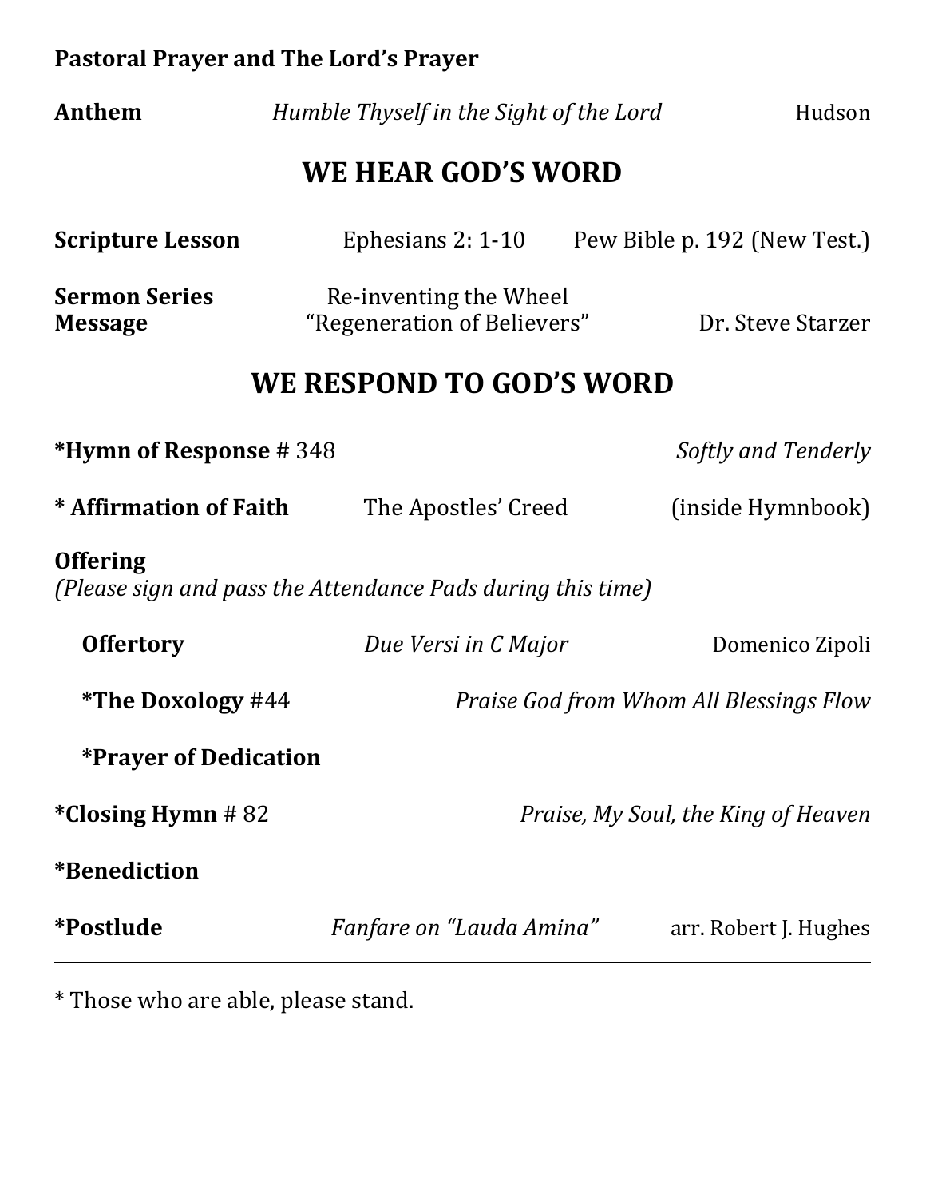**Pastoral Prayer and The Lord's Prayer**

**Anthem** *Humble Thyself in the Sight of the Lord* Hudson

## WE HEAR GOD'S WORD

**Scripture Lesson** Ephesians 2: 1-10 Pew Bible p. 192 (New Test.)

**Sermon Series** Re-inventing the Wheel
**Message** "Regeneration of Believers" Dr. Steve Starzer

## WE RESPOND TO GOD'S WORD

***Hymn of Response** # 348 *Softly and Tenderly*

*** Affirmation of Faith** The Apostles' Creed (inside Hymnbook)

**Offering**
*(Please sign and pass the Attendance Pads during this time)*

**Offertory** *Due Versi in C Major* Domenico Zipoli

***The Doxology** #44 *Praise God from Whom All Blessings Flow*

***Prayer of Dedication**

***Closing Hymn** # 82 *Praise, My Soul, the King of Heaven*

***Benediction**

***Postlude** *Fanfare on "Lauda Amina"* arr. Robert J. Hughes

---

* Those who are able, please stand.